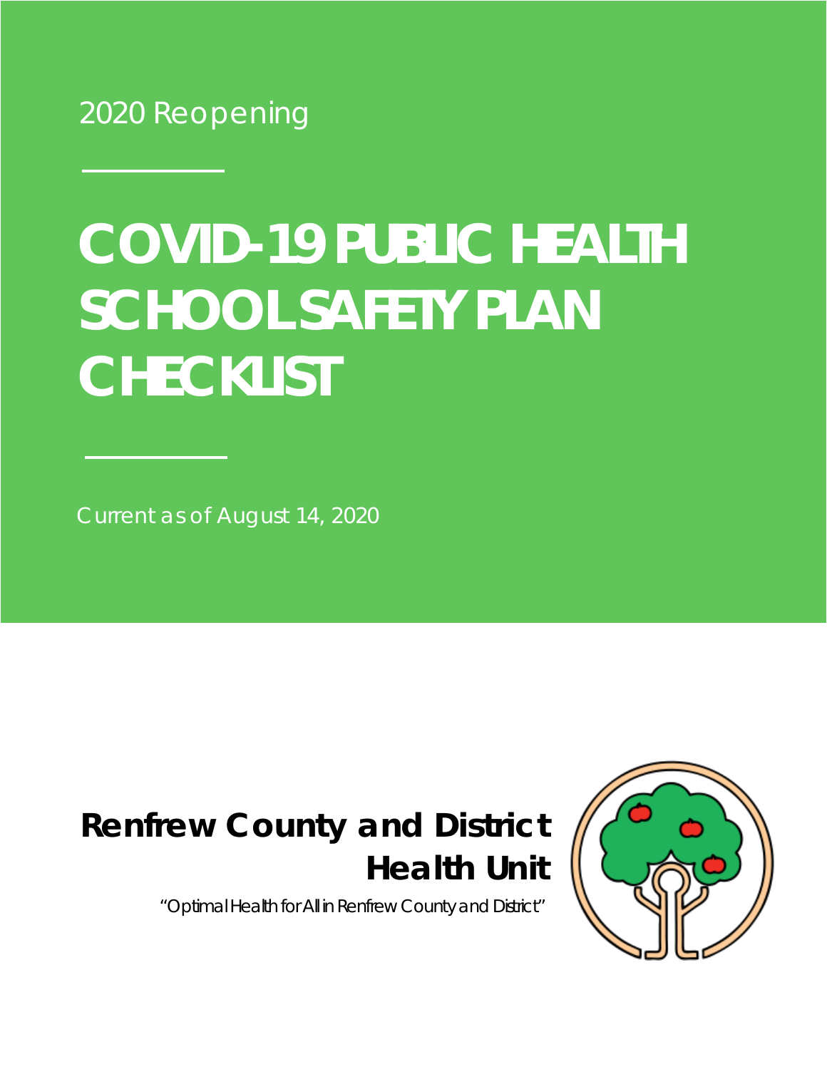2020 Reopening

# COVID-19 PUBLIC HEALTH SCHOOL SAFETY PLAN CHECKLIST

Current as of August 14, 2020

## Renfrew County and District Health Unit

"Optimal Health for All in Renfrew County and District"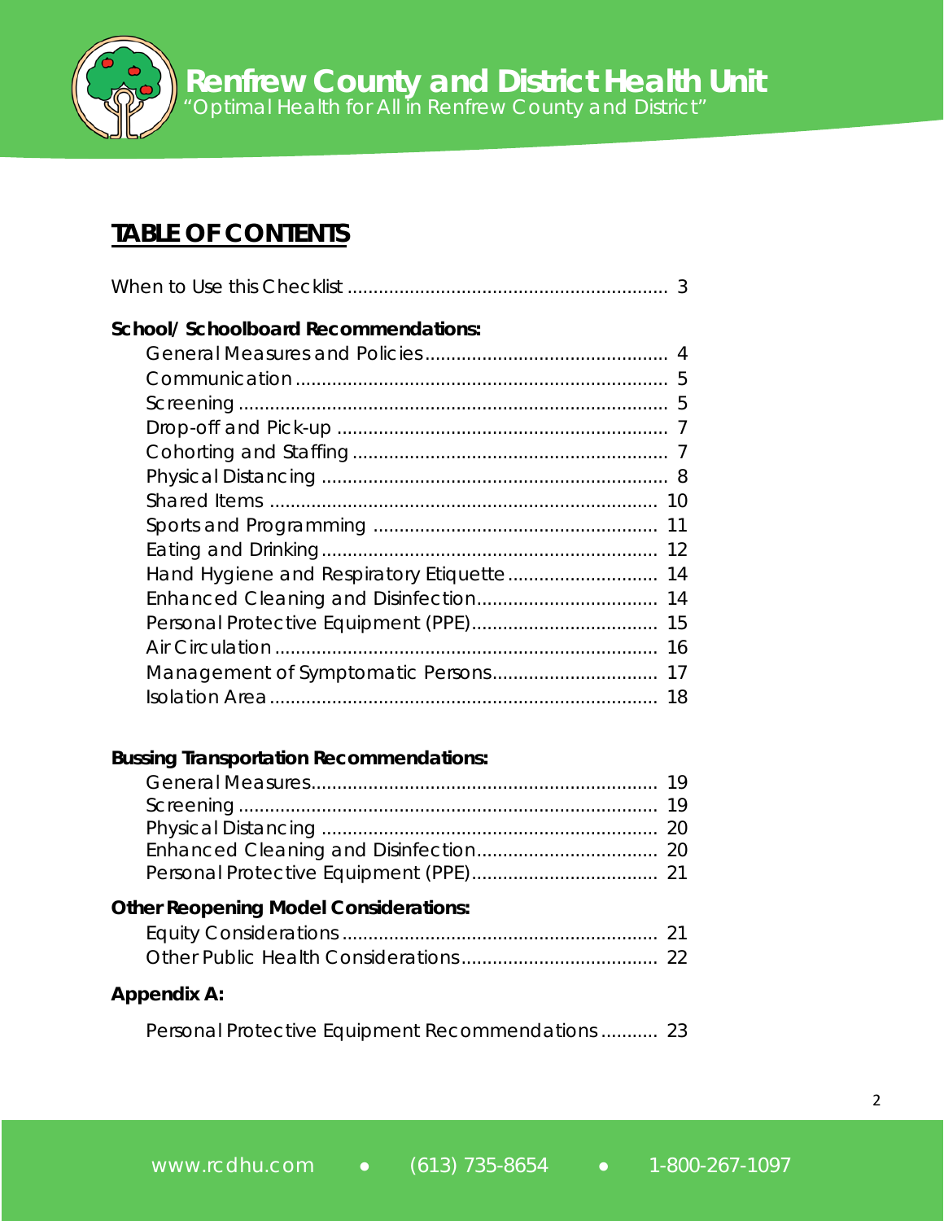## TABLE OF CONTENTS

When to Use this Checklist ... 3

**School/ Schoolboard Recommendations:**

- General Measures and Policies ... 4
- Communication ... 5
- Screening ... 5
- Drop-off and Pick-up ... 7
- Cohorting and Staffing ... 7
- Physical Distancing ... 8
- Shared Items ... 10
- Sports and Programming ... 11
- Eating and Drinking ... 12
- Hand Hygiene and Respiratory Etiquette ... 14
- Enhanced Cleaning and Disinfection ... 14
- Personal Protective Equipment (PPE) ... 15
- Air Circulation ... 16
- Management of Symptomatic Persons ... 17
- Isolation Area ... 18

**Bussing Transportation Recommendations:**

- General Measures ... 19
- Screening ... 19
- Physical Distancing ... 20
- Enhanced Cleaning and Disinfection ... 20
- Personal Protective Equipment (PPE) ... 21

**Other Reopening Model Considerations:**

- Equity Considerations ... 21
- Other Public Health Considerations ... 22

**Appendix A:**

- Personal Protective Equipment Recommendations ... 23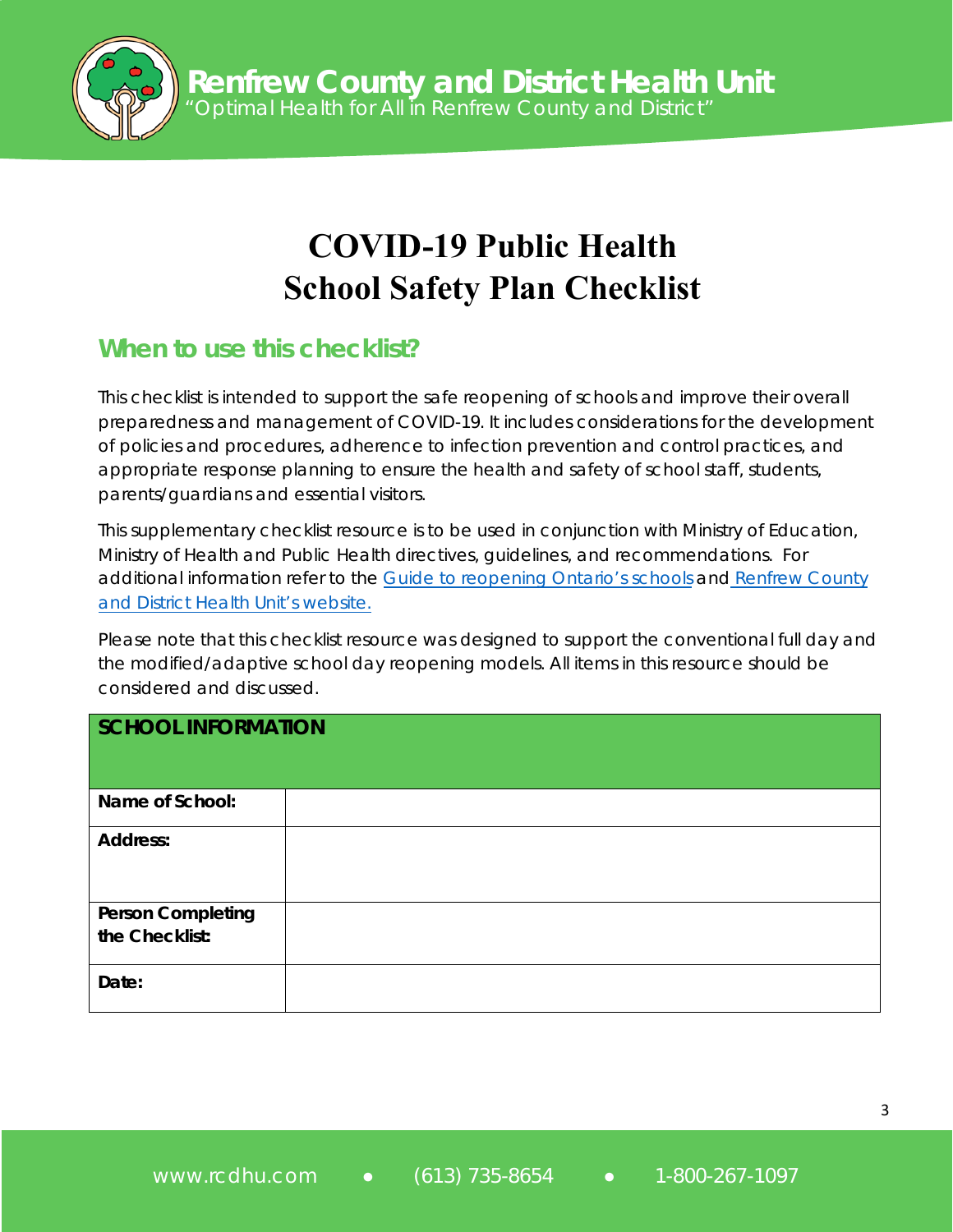# COVID-19 Public Health School Safety Plan Checklist

## When to use this checklist?

This checklist is intended to support the safe reopening of schools and improve their overall preparedness and management of COVID-19. It includes considerations for the development of policies and procedures, adherence to infection prevention and control practices, and appropriate response planning to ensure the health and safety of school staff, students, parents/guardians and essential visitors.

This supplementary checklist resource is to be used in conjunction with Ministry of Education, Ministry of Health and Public Health directives, guidelines, and recommendations. For additional information refer to the [Guide to reopening Ontario's schools] and [Renfrew County and District Health Unit's website.]

Please note that this checklist resource was designed to support the conventional full day and the modified/adaptive school day reopening models. All items in this resource should be considered and discussed.

| **SCHOOL INFORMATION** | |
|---|---|
| **Name of School:** | |
| **Address:** | |
| **Person Completing the Checklist:** | |
| **Date:** | |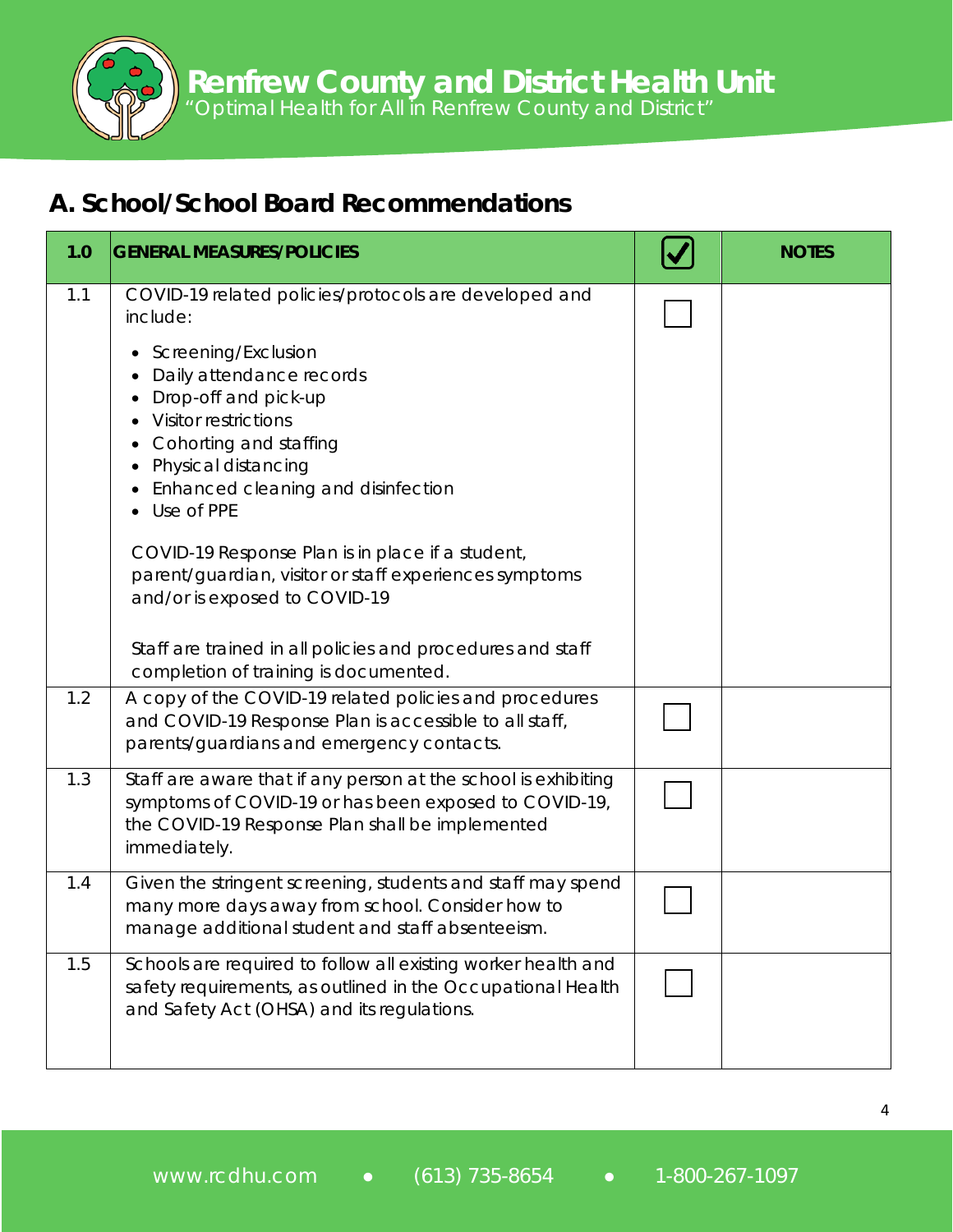## A. School/School Board Recommendations

| 1.0 | GENERAL MEASURES/POLICIES | ☑ | NOTES |
|---|---|---|---|
| 1.1 | COVID-19 related policies/protocols are developed and include:<br>• Screening/Exclusion<br>• Daily attendance records<br>• Drop-off and pick-up<br>• Visitor restrictions<br>• Cohorting and staffing<br>• Physical distancing<br>• Enhanced cleaning and disinfection<br>• Use of PPE<br><br>COVID-19 Response Plan is in place if a student, parent/guardian, visitor or staff experiences symptoms and/or is exposed to COVID-19<br><br>Staff are trained in all policies and procedures and staff completion of training is documented. | ☐ | |
| 1.2 | A copy of the COVID-19 related policies and procedures and COVID-19 Response Plan is accessible to all staff, parents/guardians and emergency contacts. | ☐ | |
| 1.3 | Staff are aware that if any person at the school is exhibiting symptoms of COVID-19 or has been exposed to COVID-19, the COVID-19 Response Plan shall be implemented immediately. | ☐ | |
| 1.4 | Given the stringent screening, students and staff may spend many more days away from school. Consider how to manage additional student and staff absenteeism. | ☐ | |
| 1.5 | Schools are required to follow all existing worker health and safety requirements, as outlined in the Occupational Health and Safety Act (OHSA) and its regulations. | ☐ | |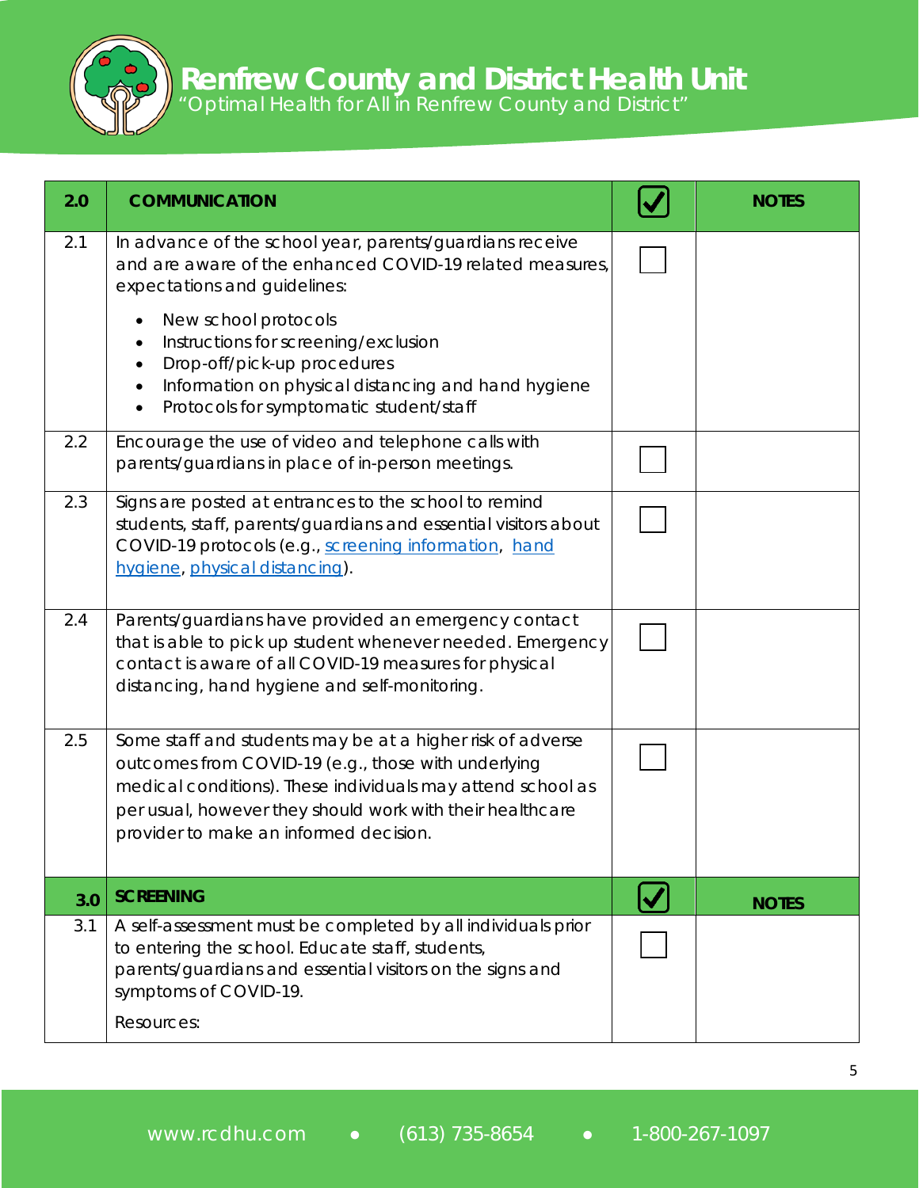| 2.0 | COMMUNICATION | ☑ | NOTES |
|---|---|---|---|
| 2.1 | In advance of the school year, parents/guardians receive and are aware of the enhanced COVID-19 related measures, expectations and guidelines:<br>• New school protocols<br>• Instructions for screening/exclusion<br>• Drop-off/pick-up procedures<br>• Information on physical distancing and hand hygiene<br>• Protocols for symptomatic student/staff | ☐ | |
| 2.2 | Encourage the use of video and telephone calls with parents/guardians in place of in-person meetings. | ☐ | |
| 2.3 | Signs are posted at entrances to the school to remind students, staff, parents/guardians and essential visitors about COVID-19 protocols (e.g., screening information, hand hygiene, physical distancing). | ☐ | |
| 2.4 | Parents/guardians have provided an emergency contact that is able to pick up student whenever needed. Emergency contact is aware of all COVID-19 measures for physical distancing, hand hygiene and self-monitoring. | ☐ | |
| 2.5 | Some staff and students may be at a higher risk of adverse outcomes from COVID-19 (e.g., those with underlying medical conditions). These individuals may attend school as per usual, however they should work with their healthcare provider to make an informed decision. | ☐ | |

| 3.0 | SCREENING | ☑ | NOTES |
|---|---|---|---|
| 3.1 | A self-assessment must be completed by all individuals prior to entering the school. Educate staff, students, parents/guardians and essential visitors on the signs and symptoms of COVID-19.<br><br>Resources: | ☐ | |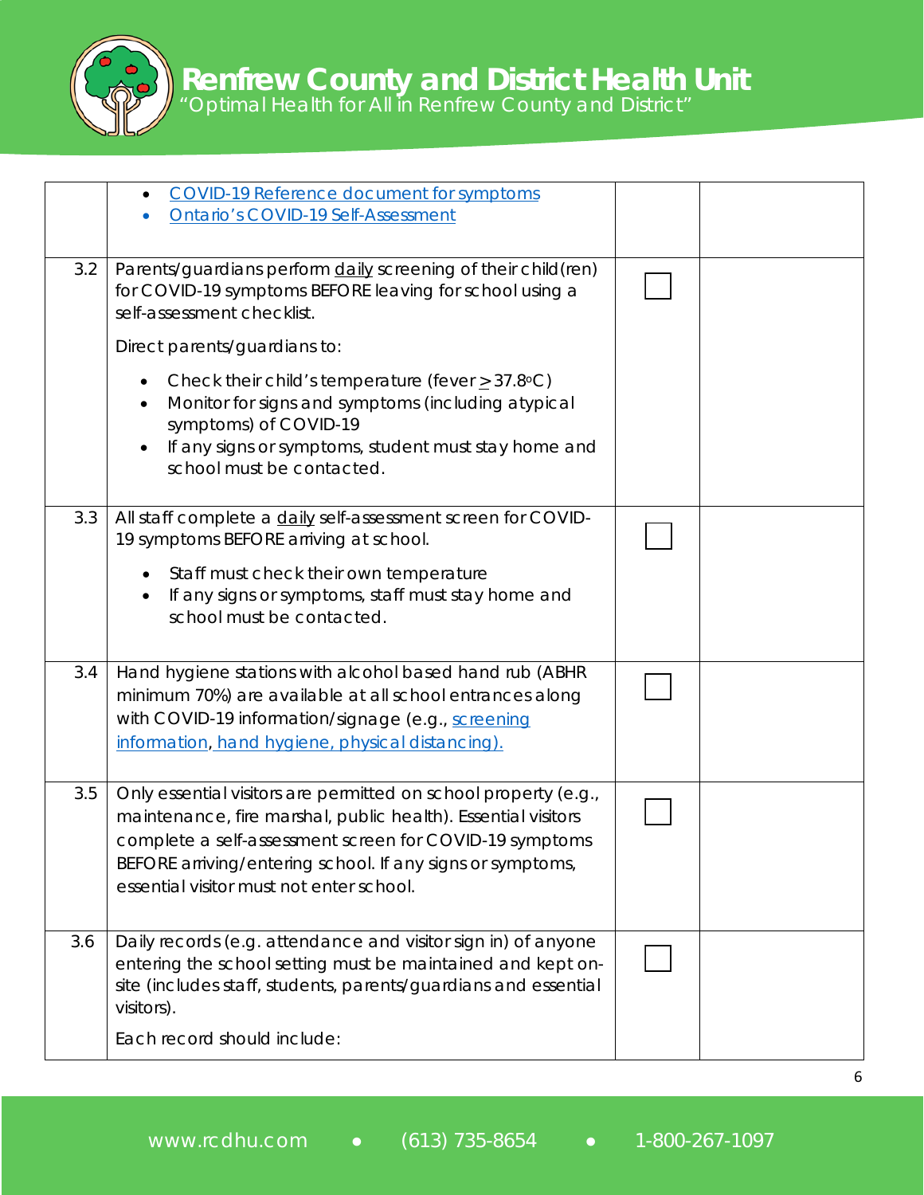| | | | |
|---|---|---|---|
| | • [COVID-19 Reference document for symptoms](#)<br>• [Ontario's COVID-19 Self-Assessment](#) | | |
| 3.2 | Parents/guardians perform <u>daily</u> screening of their child(ren) for COVID-19 symptoms BEFORE leaving for school using a self-assessment checklist.<br><br>Direct parents/guardians to:<br><br>• Check their child's temperature (fever $\geq$ 37.8°C)<br>• Monitor for signs and symptoms (including atypical symptoms) of COVID-19<br>• If any signs or symptoms, student must stay home and school must be contacted. | ☐ | |
| 3.3 | All staff complete a <u>daily</u> self-assessment screen for COVID-19 symptoms BEFORE arriving at school.<br><br>• Staff must check their own temperature<br>• If any signs or symptoms, staff must stay home and school must be contacted. | ☐ | |
| 3.4 | Hand hygiene stations with alcohol based hand rub (ABHR minimum 70%) are available at all school entrances along with COVID-19 information/signage (e.g., [screening information](#), [hand hygiene, physical distancing).](#) | ☐ | |
| 3.5 | Only essential visitors are permitted on school property (e.g., maintenance, fire marshal, public health). Essential visitors complete a self-assessment screen for COVID-19 symptoms BEFORE arriving/entering school. If any signs or symptoms, essential visitor must not enter school. | ☐ | |
| 3.6 | Daily records (e.g. attendance and visitor sign in) of anyone entering the school setting must be maintained and kept on-site (includes staff, students, parents/guardians and essential visitors).<br><br>Each record should include: | ☐ | |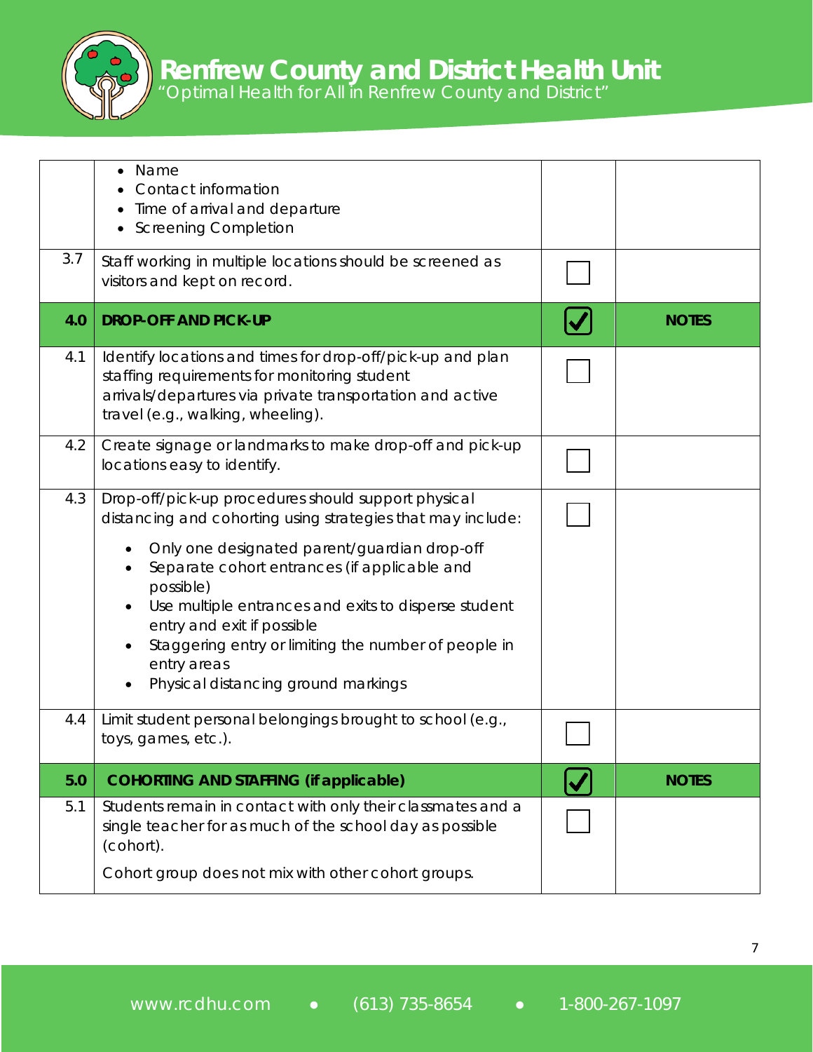| | | | |
|---|---|---|---|
| | • Name<br>• Contact information<br>• Time of arrival and departure<br>• Screening Completion | | |
| 3.7 | Staff working in multiple locations should be screened as visitors and kept on record. | ☐ | |
| **4.0** | **DROP-OFF AND PICK-UP** | ☑ | **NOTES** |
| 4.1 | Identify locations and times for drop-off/pick-up and plan staffing requirements for monitoring student arrivals/departures via private transportation and active travel (e.g., walking, wheeling). | ☐ | |
| 4.2 | Create signage or landmarks to make drop-off and pick-up locations easy to identify. | ☐ | |
| 4.3 | Drop-off/pick-up procedures should support physical distancing and cohorting using strategies that may include:<br>• Only one designated parent/guardian drop-off<br>• Separate cohort entrances (if applicable and possible)<br>• Use multiple entrances and exits to disperse student entry and exit if possible<br>• Staggering entry or limiting the number of people in entry areas<br>• Physical distancing ground markings | ☐ | |
| 4.4 | Limit student personal belongings brought to school (e.g., toys, games, etc.). | ☐ | |
| **5.0** | **COHORTING AND STAFFING (if applicable)** | ☑ | **NOTES** |
| 5.1 | Students remain in contact with only their classmates and a single teacher for as much of the school day as possible (cohort).<br>Cohort group does not mix with other cohort groups. | ☐ | |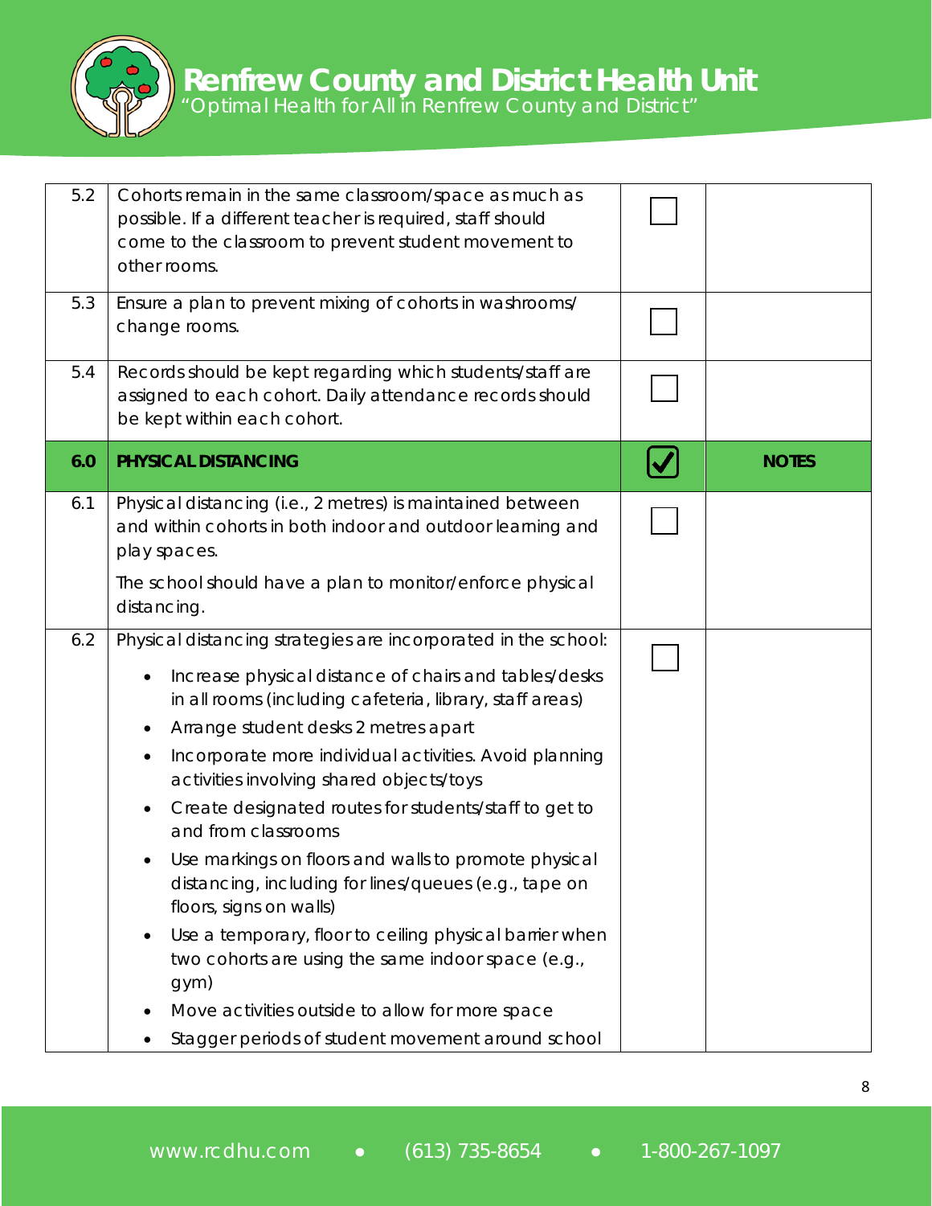| | | | |
|---|---|---|---|
| 5.2 | Cohorts remain in the same classroom/space as much as possible. If a different teacher is required, staff should come to the classroom to prevent student movement to other rooms. | ☐ | |
| 5.3 | Ensure a plan to prevent mixing of cohorts in washrooms/ change rooms. | ☐ | |
| 5.4 | Records should be kept regarding which students/staff are assigned to each cohort. Daily attendance records should be kept within each cohort. | ☐ | |
| **6.0** | **PHYSICAL DISTANCING** | ☑ | **NOTES** |
| 6.1 | Physical distancing (i.e., 2 metres) is maintained between and within cohorts in both indoor and outdoor learning and play spaces.<br><br>The school should have a plan to monitor/enforce physical distancing. | ☐ | |
| 6.2 | Physical distancing strategies are incorporated in the school:<br>• Increase physical distance of chairs and tables/desks in all rooms (including cafeteria, library, staff areas)<br>• Arrange student desks 2 metres apart<br>• Incorporate more individual activities. Avoid planning activities involving shared objects/toys<br>• Create designated routes for students/staff to get to and from classrooms<br>• Use markings on floors and walls to promote physical distancing, including for lines/queues (e.g., tape on floors, signs on walls)<br>• Use a temporary, floor to ceiling physical barrier when two cohorts are using the same indoor space (e.g., gym)<br>• Move activities outside to allow for more space<br>• Stagger periods of student movement around school | ☐ | |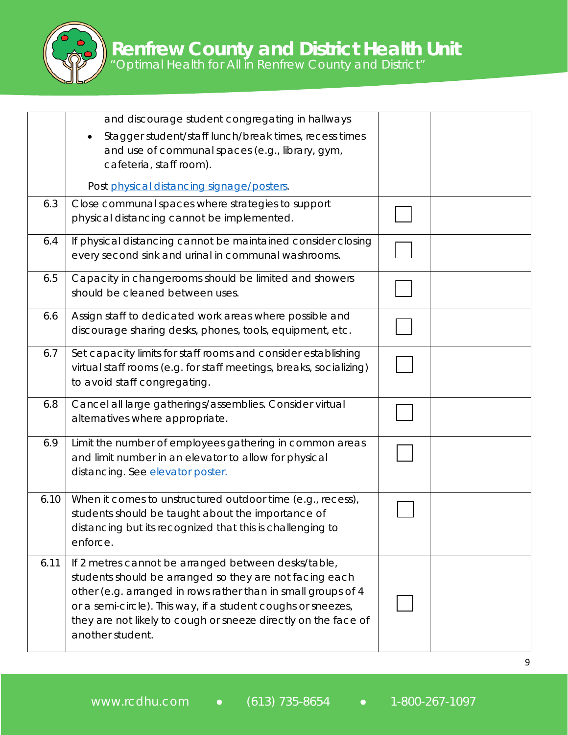| | | | |
|---|---|---|---|
| | and discourage student congregating in hallways<br>• Stagger student/staff lunch/break times, recess times and use of communal spaces (e.g., library, gym, cafeteria, staff room).<br><br>Post [physical distancing signage/posters](). | | |
| 6.3 | Close communal spaces where strategies to support physical distancing cannot be implemented. | ☐ | |
| 6.4 | If physical distancing cannot be maintained consider closing every second sink and urinal in communal washrooms. | ☐ | |
| 6.5 | Capacity in changerooms should be limited and showers should be cleaned between uses. | ☐ | |
| 6.6 | Assign staff to dedicated work areas where possible and discourage sharing desks, phones, tools, equipment, etc. | ☐ | |
| 6.7 | Set capacity limits for staff rooms and consider establishing virtual staff rooms (e.g. for staff meetings, breaks, socializing) to avoid staff congregating. | ☐ | |
| 6.8 | Cancel all large gatherings/assemblies. Consider virtual alternatives where appropriate. | ☐ | |
| 6.9 | Limit the number of employees gathering in common areas and limit number in an elevator to allow for physical distancing. See [elevator poster](). | ☐ | |
| 6.10 | When it comes to unstructured outdoor time (e.g., recess), students should be taught about the importance of distancing but its recognized that this is challenging to enforce. | ☐ | |
| 6.11 | If 2 metres cannot be arranged between desks/table, students should be arranged so they are not facing each other (e.g. arranged in rows rather than in small groups of 4 or a semi-circle). This way, if a student coughs or sneezes, they are not likely to cough or sneeze directly on the face of another student. | ☐ | |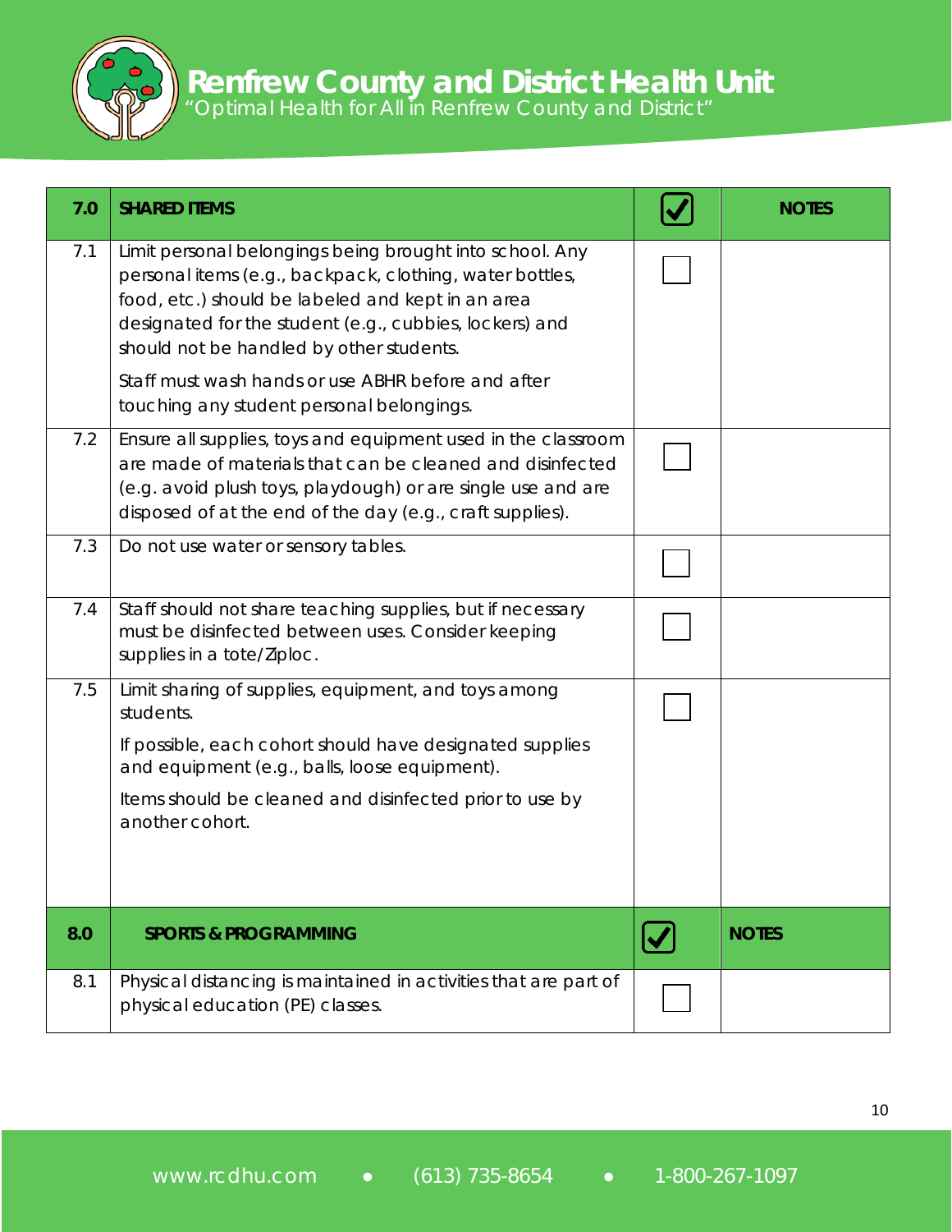| 7.0 | SHARED ITEMS | ☑ | NOTES |
|---|---|---|---|
| 7.1 | Limit personal belongings being brought into school. Any personal items (e.g., backpack, clothing, water bottles, food, etc.) should be labeled and kept in an area designated for the student (e.g., cubbies, lockers) and should not be handled by other students.<br><br>Staff must wash hands or use ABHR before and after touching any student personal belongings. | ☐ | |
| 7.2 | Ensure all supplies, toys and equipment used in the classroom are made of materials that can be cleaned and disinfected (e.g. avoid plush toys, playdough) or are single use and are disposed of at the end of the day (e.g., craft supplies). | ☐ | |
| 7.3 | Do not use water or sensory tables. | ☐ | |
| 7.4 | Staff should not share teaching supplies, but if necessary must be disinfected between uses. Consider keeping supplies in a tote/Ziploc. | ☐ | |
| 7.5 | Limit sharing of supplies, equipment, and toys among students.<br><br>If possible, each cohort should have designated supplies and equipment (e.g., balls, loose equipment).<br><br>Items should be cleaned and disinfected prior to use by another cohort. | ☐ | |

| 8.0 | SPORTS & PROGRAMMING | ☑ | NOTES |
|---|---|---|---|
| 8.1 | Physical distancing is maintained in activities that are part of physical education (PE) classes. | ☐ | |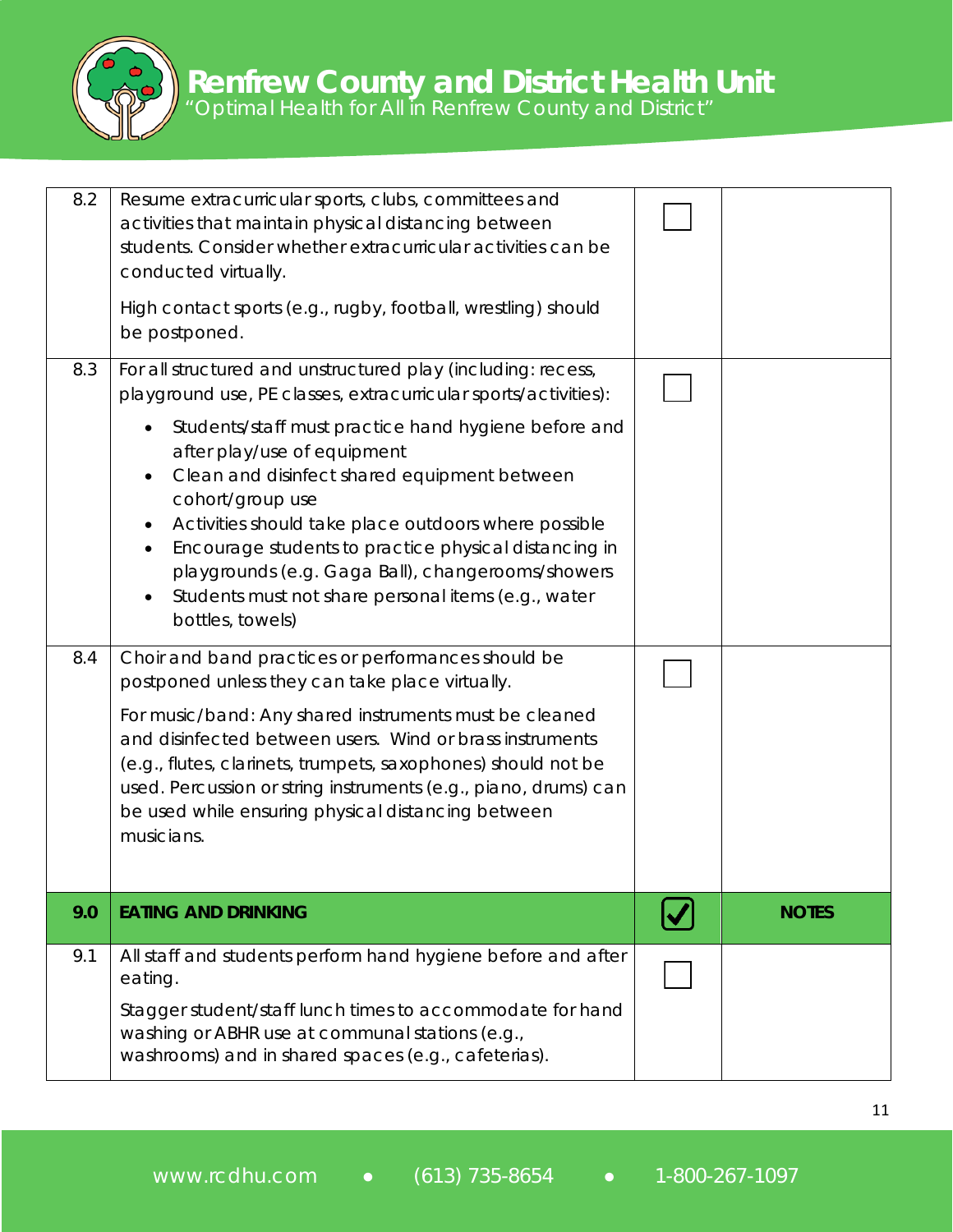| | | | |
|---|---|---|---|
| 8.2 | Resume extracurricular sports, clubs, committees and activities that maintain physical distancing between students. Consider whether extracurricular activities can be conducted virtually.<br><br>High contact sports (e.g., rugby, football, wrestling) should be postponed. | ☐ | |
| 8.3 | For all structured and unstructured play (including: recess, playground use, PE classes, extracurricular sports/activities):<br>• Students/staff must practice hand hygiene before and after play/use of equipment<br>• Clean and disinfect shared equipment between cohort/group use<br>• Activities should take place outdoors where possible<br>• Encourage students to practice physical distancing in playgrounds (e.g. Gaga Ball), changerooms/showers<br>• Students must not share personal items (e.g., water bottles, towels) | ☐ | |
| 8.4 | Choir and band practices or performances should be postponed unless they can take place virtually.<br><br>For music/band: Any shared instruments must be cleaned and disinfected between users. Wind or brass instruments (e.g., flutes, clarinets, trumpets, saxophones) should not be used. Percussion or string instruments (e.g., piano, drums) can be used while ensuring physical distancing between musicians. | ☐ | |
| **9.0** | **EATING AND DRINKING** | ☑ | **NOTES** |
| 9.1 | All staff and students perform hand hygiene before and after eating.<br><br>Stagger student/staff lunch times to accommodate for hand washing or ABHR use at communal stations (e.g., washrooms) and in shared spaces (e.g., cafeterias). | ☐ | |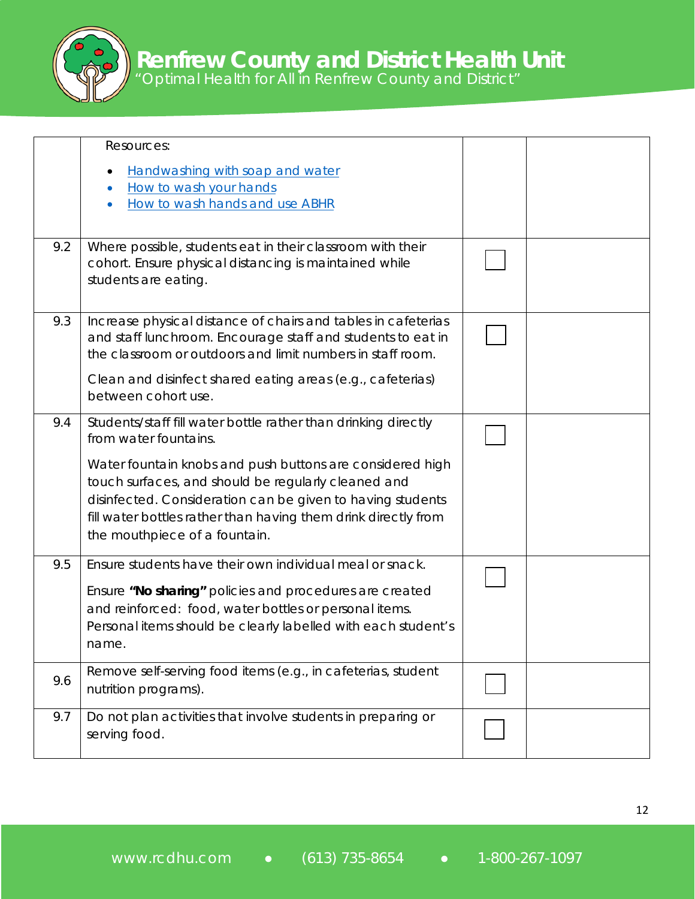| | | | |
|---|---|---|---|
| | Resources:<br>• [Handwashing with soap and water]<br>• [How to wash your hands]<br>• [How to wash hands and use ABHR] | | |
| 9.2 | Where possible, students eat in their classroom with their cohort. Ensure physical distancing is maintained while students are eating. | ☐ | |
| 9.3 | Increase physical distance of chairs and tables in cafeterias and staff lunchroom. Encourage staff and students to eat in the classroom or outdoors and limit numbers in staff room.<br>Clean and disinfect shared eating areas (e.g., cafeterias) between cohort use. | ☐ | |
| 9.4 | Students/staff fill water bottle rather than drinking directly from water fountains.<br>Water fountain knobs and push buttons are considered high touch surfaces, and should be regularly cleaned and disinfected. Consideration can be given to having students fill water bottles rather than having them drink directly from the mouthpiece of a fountain. | ☐ | |
| 9.5 | Ensure students have their own individual meal or snack.<br>Ensure **"No sharing"** policies and procedures are created and reinforced: food, water bottles or personal items. Personal items should be clearly labelled with each student's name. | ☐ | |
| 9.6 | Remove self-serving food items (e.g., in cafeterias, student nutrition programs). | ☐ | |
| 9.7 | Do not plan activities that involve students in preparing or serving food. | ☐ | |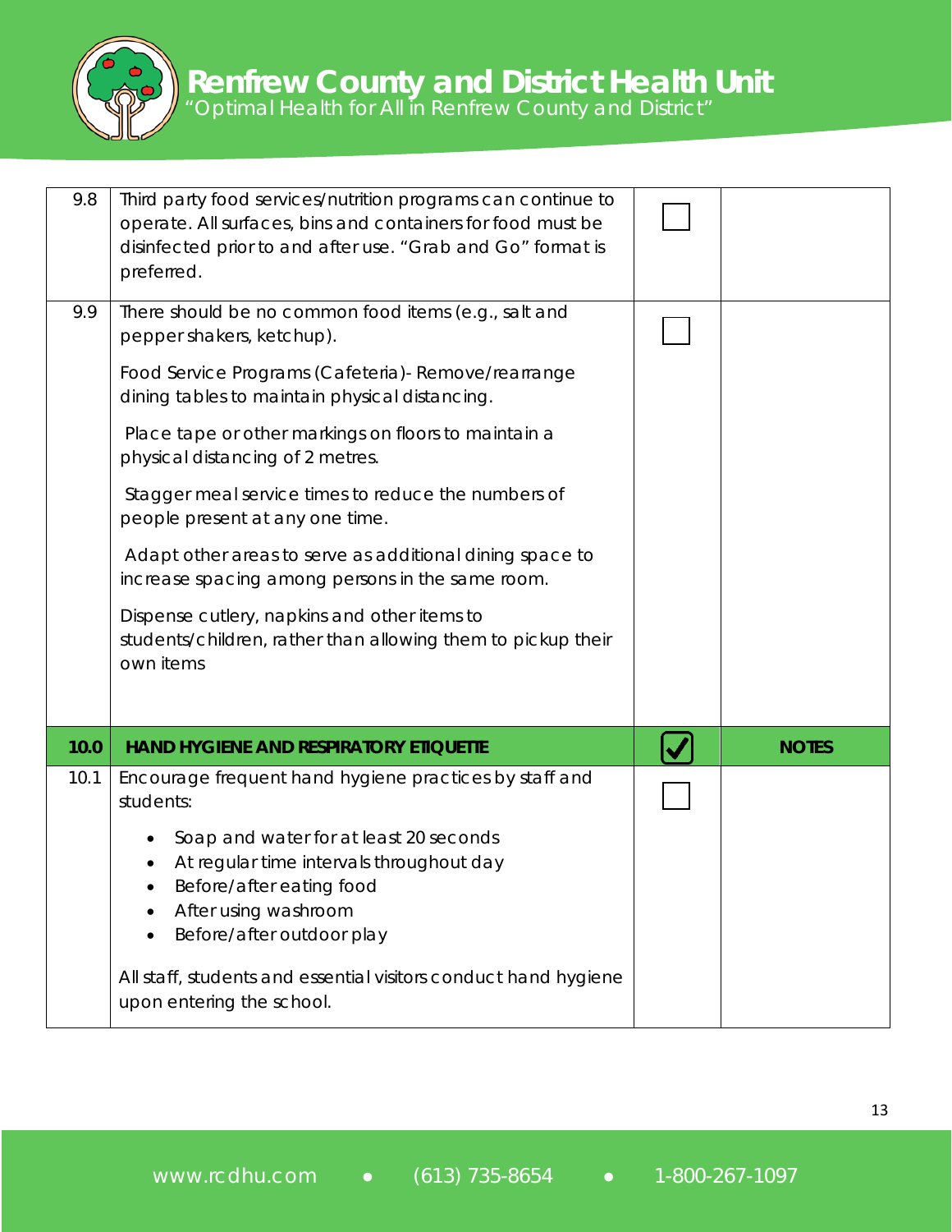| | | | |
|---|---|---|---|
| 9.8 | Third party food services/nutrition programs can continue to operate. All surfaces, bins and containers for food must be disinfected prior to and after use. "Grab and Go" format is preferred. | ☐ | |
| 9.9 | There should be no common food items (e.g., salt and pepper shakers, ketchup).<br><br>Food Service Programs (Cafeteria)- Remove/rearrange dining tables to maintain physical distancing.<br><br>Place tape or other markings on floors to maintain a physical distancing of 2 metres.<br><br>Stagger meal service times to reduce the numbers of people present at any one time.<br><br>Adapt other areas to serve as additional dining space to increase spacing among persons in the same room.<br><br>Dispense cutlery, napkins and other items to students/children, rather than allowing them to pickup their own items | ☐ | |
| **10.0** | **HAND HYGIENE AND RESPIRATORY ETIQUETTE** | ☑ | **NOTES** |
| 10.1 | Encourage frequent hand hygiene practices by staff and students:<br><br>• Soap and water for at least 20 seconds<br>• At regular time intervals throughout day<br>• Before/after eating food<br>• After using washroom<br>• Before/after outdoor play<br><br>All staff, students and essential visitors conduct hand hygiene upon entering the school. | ☐ | |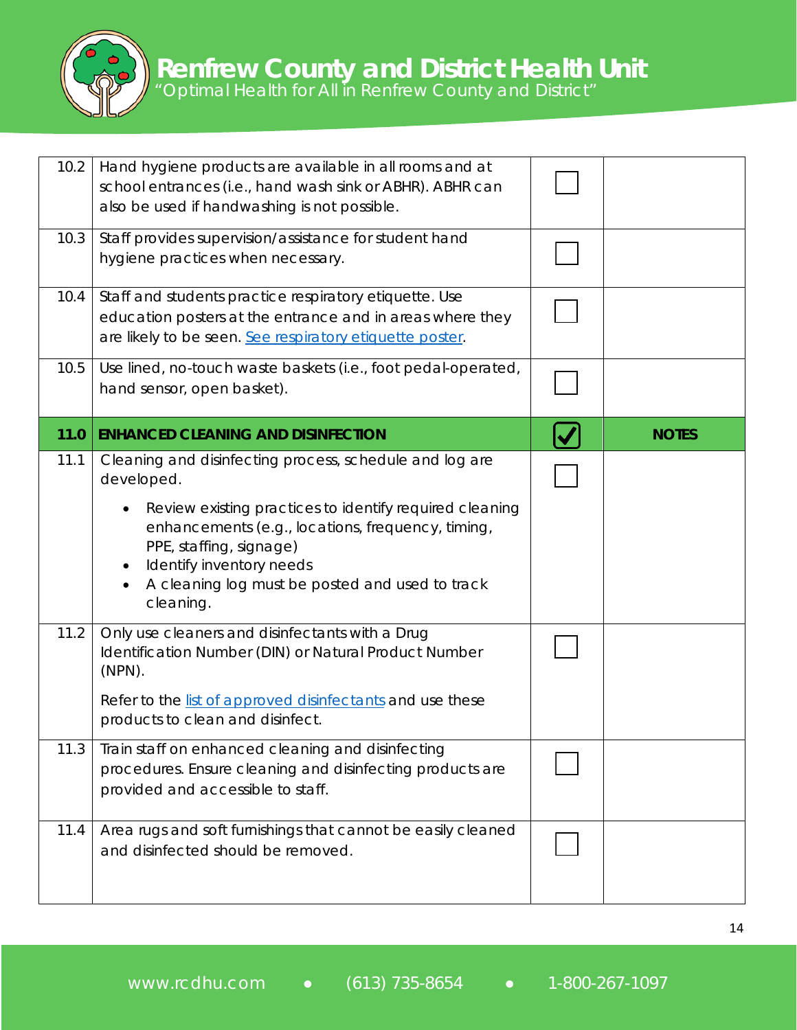| | | | |
|---|---|---|---|
| 10.2 | Hand hygiene products are available in all rooms and at school entrances (i.e., hand wash sink or ABHR). ABHR can also be used if handwashing is not possible. | ☐ | |
| 10.3 | Staff provides supervision/assistance for student hand hygiene practices when necessary. | ☐ | |
| 10.4 | Staff and students practice respiratory etiquette. Use education posters at the entrance and in areas where they are likely to be seen. [See respiratory etiquette poster](). | ☐ | |
| 10.5 | Use lined, no-touch waste baskets (i.e., foot pedal-operated, hand sensor, open basket). | ☐ | |
| **11.0** | **ENHANCED CLEANING AND DISINFECTION** | ☑ | **NOTES** |
| 11.1 | Cleaning and disinfecting process, schedule and log are developed.<br>• Review existing practices to identify required cleaning enhancements (e.g., locations, frequency, timing, PPE, staffing, signage)<br>• Identify inventory needs<br>• A cleaning log must be posted and used to track cleaning. | ☐ | |
| 11.2 | Only use cleaners and disinfectants with a Drug Identification Number (DIN) or Natural Product Number (NPN).<br>Refer to the [list of approved disinfectants]() and use these products to clean and disinfect. | ☐ | |
| 11.3 | Train staff on enhanced cleaning and disinfecting procedures. Ensure cleaning and disinfecting products are provided and accessible to staff. | ☐ | |
| 11.4 | Area rugs and soft furnishings that cannot be easily cleaned and disinfected should be removed. | ☐ | |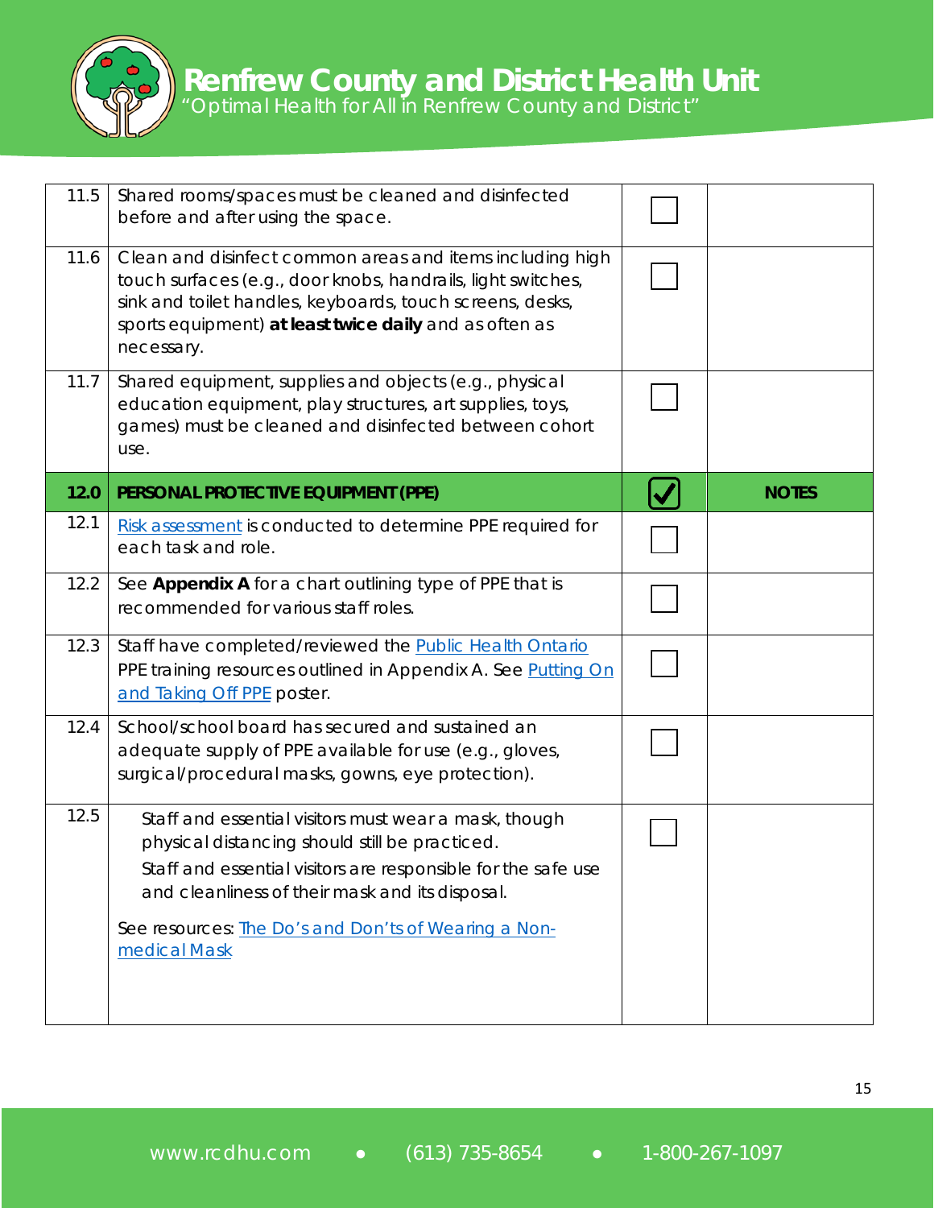| | | | |
|---|---|---|---|
| 11.5 | Shared rooms/spaces must be cleaned and disinfected before and after using the space. | ☐ | |
| 11.6 | Clean and disinfect common areas and items including high touch surfaces (e.g., door knobs, handrails, light switches, sink and toilet handles, keyboards, touch screens, desks, sports equipment) **at least twice daily** and as often as necessary. | ☐ | |
| 11.7 | Shared equipment, supplies and objects (e.g., physical education equipment, play structures, art supplies, toys, games) must be cleaned and disinfected between cohort use. | ☐ | |
| **12.0** | **PERSONAL PROTECTIVE EQUIPMENT (PPE)** | ☑ | **NOTES** |
| 12.1 | Risk assessment is conducted to determine PPE required for each task and role. | ☐ | |
| 12.2 | See **Appendix A** for a chart outlining type of PPE that is recommended for various staff roles. | ☐ | |
| 12.3 | Staff have completed/reviewed the Public Health Ontario PPE training resources outlined in Appendix A. See Putting On and Taking Off PPE poster. | ☐ | |
| 12.4 | School/school board has secured and sustained an adequate supply of PPE available for use (e.g., gloves, surgical/procedural masks, gowns, eye protection). | ☐ | |
| 12.5 | Staff and essential visitors must wear a mask, though physical distancing should still be practiced.<br>Staff and essential visitors are responsible for the safe use and cleanliness of their mask and its disposal.<br><br>See resources: The Do's and Don'ts of Wearing a Non-medical Mask | ☐ | |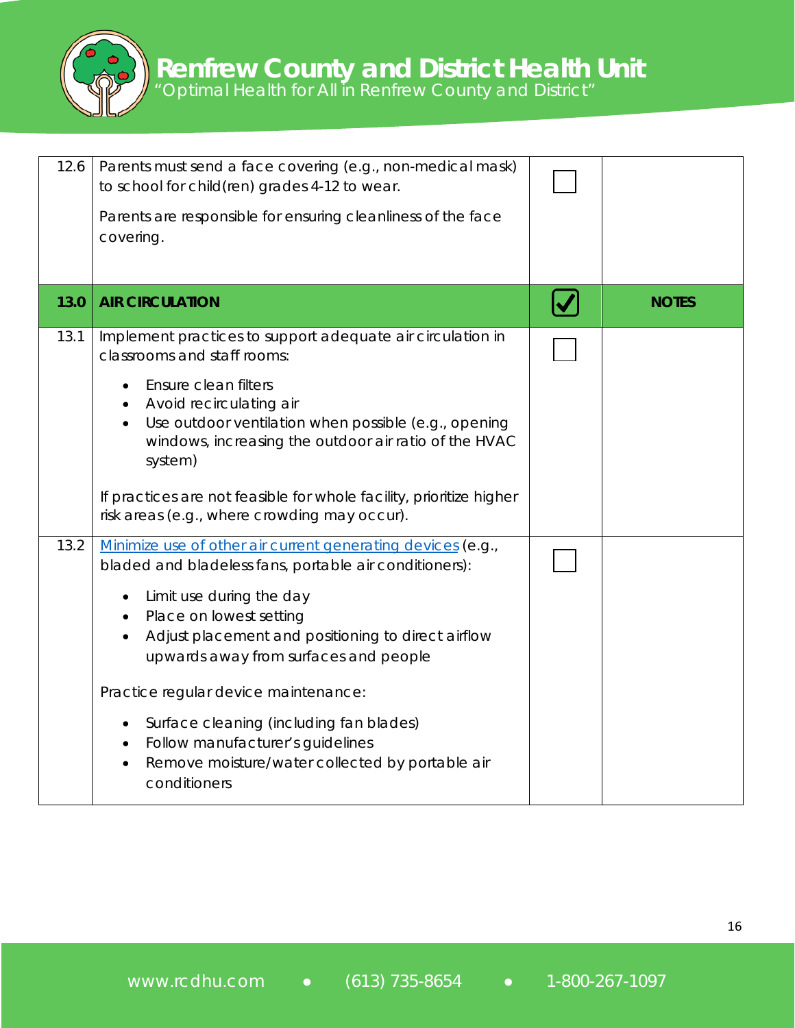| 12.6 | Parents must send a face covering (e.g., non-medical mask) to school for child(ren) grades 4-12 to wear.<br><br>Parents are responsible for ensuring cleanliness of the face covering. | ☐ | |
|---|---|---|---|
| **13.0** | **AIR CIRCULATION** | ☑ | **NOTES** |
| 13.1 | Implement practices to support adequate air circulation in classrooms and staff rooms:<br><br>• Ensure clean filters<br>• Avoid recirculating air<br>• Use outdoor ventilation when possible (e.g., opening windows, increasing the outdoor air ratio of the HVAC system)<br><br>If practices are not feasible for whole facility, prioritize higher risk areas (e.g., where crowding may occur). | ☐ | |
| 13.2 | [Minimize use of other air current generating devices](#) (e.g., bladed and bladeless fans, portable air conditioners):<br><br>• Limit use during the day<br>• Place on lowest setting<br>• Adjust placement and positioning to direct airflow upwards away from surfaces and people<br><br>Practice regular device maintenance:<br><br>• Surface cleaning (including fan blades)<br>• Follow manufacturer's guidelines<br>• Remove moisture/water collected by portable air conditioners | ☐ | |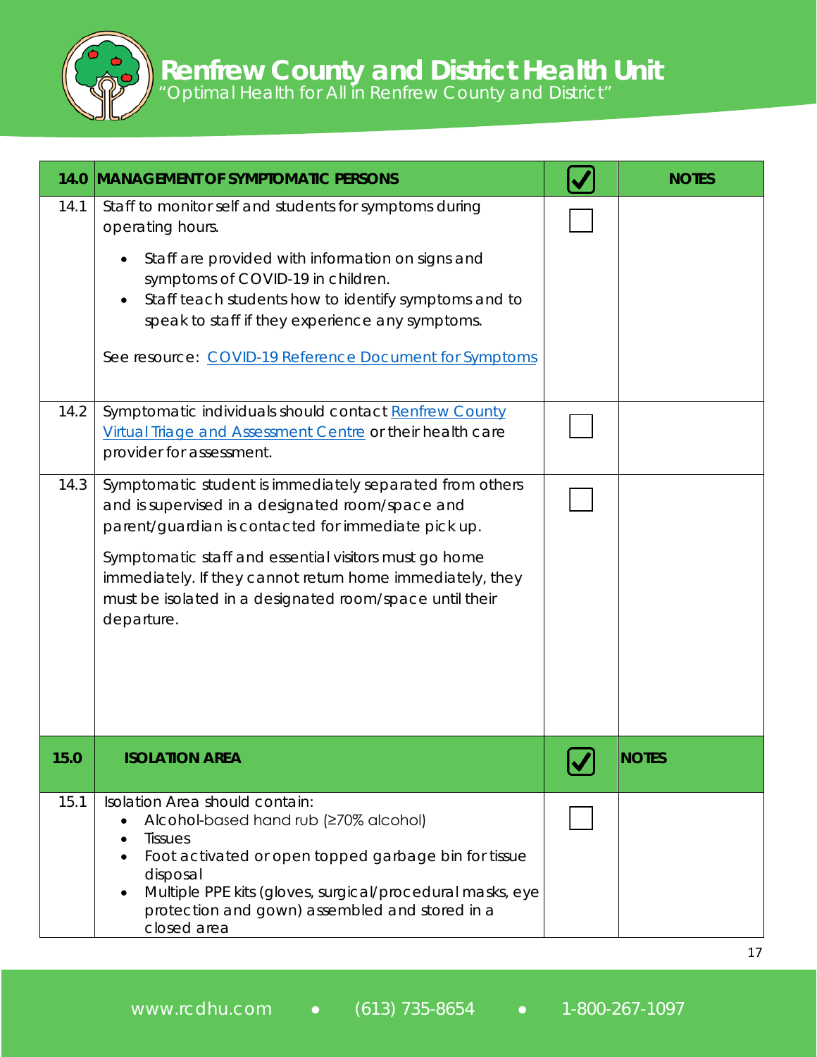| 14.0 | MANAGEMENT OF SYMPTOMATIC PERSONS | ☑ | NOTES |
|---|---|---|---|
| 14.1 | Staff to monitor self and students for symptoms during operating hours.<br>• Staff are provided with information on signs and symptoms of COVID-19 in children.<br>• Staff teach students how to identify symptoms and to speak to staff if they experience any symptoms.<br>See resource: [COVID-19 Reference Document for Symptoms]() | ☐ | |
| 14.2 | Symptomatic individuals should contact [Renfrew County Virtual Triage and Assessment Centre]() or their health care provider for assessment. | ☐ | |
| 14.3 | Symptomatic student is immediately separated from others and is supervised in a designated room/space and parent/guardian is contacted for immediate pick up.<br>Symptomatic staff and essential visitors must go home immediately. If they cannot return home immediately, they must be isolated in a designated room/space until their departure. | ☐ | |

| 15.0 | ISOLATION AREA | ☑ | NOTES |
|---|---|---|---|
| 15.1 | Isolation Area should contain:<br>• Alcohol-based hand rub (≥70% alcohol)<br>• Tissues<br>• Foot activated or open topped garbage bin for tissue disposal<br>• Multiple PPE kits (gloves, surgical/procedural masks, eye protection and gown) assembled and stored in a closed area | ☐ | |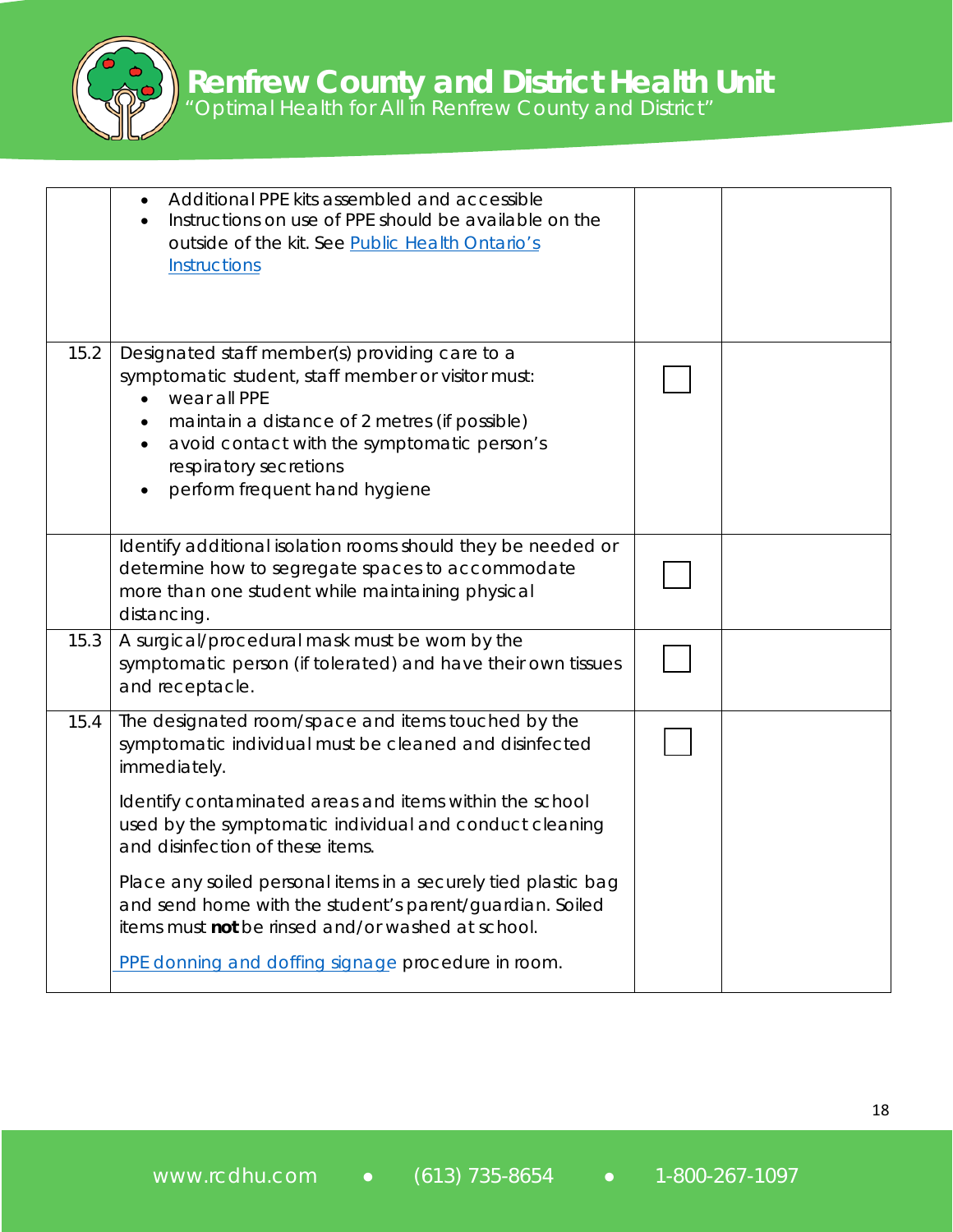| | | | |
|---|---|---|---|
| | • Additional PPE kits assembled and accessible<br>• Instructions on use of PPE should be available on the outside of the kit. See [Public Health Ontario's Instructions]() | | |
| 15.2 | Designated staff member(s) providing care to a symptomatic student, staff member or visitor must:<br>• wear all PPE<br>• maintain a distance of 2 metres (if possible)<br>• avoid contact with the symptomatic person's respiratory secretions<br>• perform frequent hand hygiene | ☐ | |
| | Identify additional isolation rooms should they be needed or determine how to segregate spaces to accommodate more than one student while maintaining physical distancing. | ☐ | |
| 15.3 | A surgical/procedural mask must be worn by the symptomatic person (if tolerated) and have their own tissues and receptacle. | ☐ | |
| 15.4 | The designated room/space and items touched by the symptomatic individual must be cleaned and disinfected immediately.<br><br>Identify contaminated areas and items within the school used by the symptomatic individual and conduct cleaning and disinfection of these items.<br><br>Place any soiled personal items in a securely tied plastic bag and send home with the student's parent/guardian. Soiled items must **not** be rinsed and/or washed at school.<br><br>[PPE donning and doffing signage]() procedure in room. | ☐ | |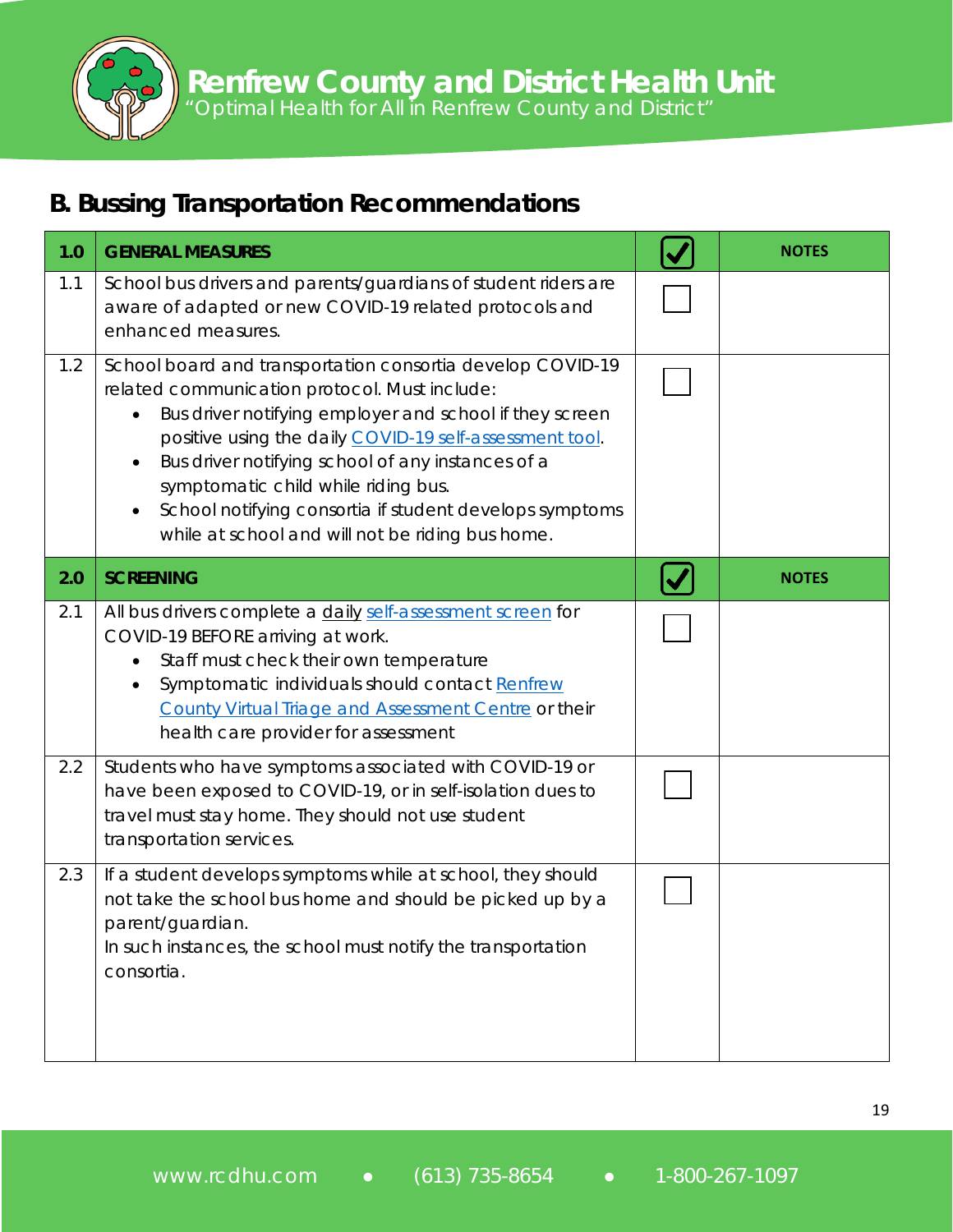## B. Bussing Transportation Recommendations

| 1.0 | GENERAL MEASURES | ☑ | NOTES |
|---|---|---|---|
| 1.1 | School bus drivers and parents/guardians of student riders are aware of adapted or new COVID-19 related protocols and enhanced measures. | ☐ | |
| 1.2 | School board and transportation consortia develop COVID-19 related communication protocol. Must include:<br>• Bus driver notifying employer and school if they screen positive using the daily COVID-19 self-assessment tool.<br>• Bus driver notifying school of any instances of a symptomatic child while riding bus.<br>• School notifying consortia if student develops symptoms while at school and will not be riding bus home. | ☐ | |
| **2.0** | **SCREENING** | ☑ | **NOTES** |
| 2.1 | All bus drivers complete a daily self-assessment screen for COVID-19 BEFORE arriving at work.<br>• Staff must check their own temperature<br>• Symptomatic individuals should contact Renfrew County Virtual Triage and Assessment Centre or their health care provider for assessment | ☐ | |
| 2.2 | Students who have symptoms associated with COVID-19 or have been exposed to COVID-19, or in self-isolation dues to travel must stay home. They should not use student transportation services. | ☐ | |
| 2.3 | If a student develops symptoms while at school, they should not take the school bus home and should be picked up by a parent/guardian.<br>In such instances, the school must notify the transportation consortia. | ☐ | |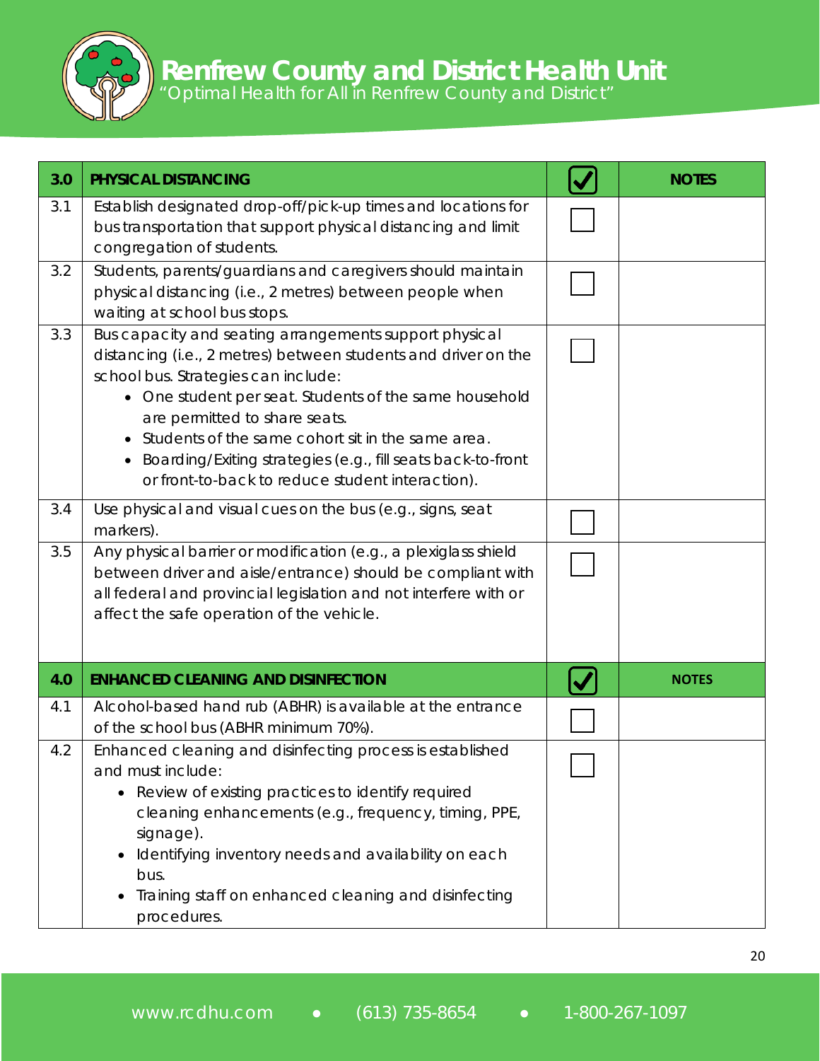| 3.0 | PHYSICAL DISTANCING | ☑ | NOTES |
| --- | --- | --- | --- |
| 3.1 | Establish designated drop-off/pick-up times and locations for bus transportation that support physical distancing and limit congregation of students. | ☐ | |
| 3.2 | Students, parents/guardians and caregivers should maintain physical distancing (i.e., 2 metres) between people when waiting at school bus stops. | ☐ | |
| 3.3 | Bus capacity and seating arrangements support physical distancing (i.e., 2 metres) between students and driver on the school bus. Strategies can include:<br>• One student per seat. Students of the same household are permitted to share seats.<br>• Students of the same cohort sit in the same area.<br>• Boarding/Exiting strategies (e.g., fill seats back-to-front or front-to-back to reduce student interaction). | ☐ | |
| 3.4 | Use physical and visual cues on the bus (e.g., signs, seat markers). | ☐ | |
| 3.5 | Any physical barrier or modification (e.g., a plexiglass shield between driver and aisle/entrance) should be compliant with all federal and provincial legislation and not interfere with or affect the safe operation of the vehicle. | ☐ | |
| **4.0** | **ENHANCED CLEANING AND DISINFECTION** | ☑ | **NOTES** |
| 4.1 | Alcohol-based hand rub (ABHR) is available at the entrance of the school bus (ABHR minimum 70%). | ☐ | |
| 4.2 | Enhanced cleaning and disinfecting process is established and must include:<br>• Review of existing practices to identify required cleaning enhancements (e.g., frequency, timing, PPE, signage).<br>• Identifying inventory needs and availability on each bus.<br>• Training staff on enhanced cleaning and disinfecting procedures. | ☐ | |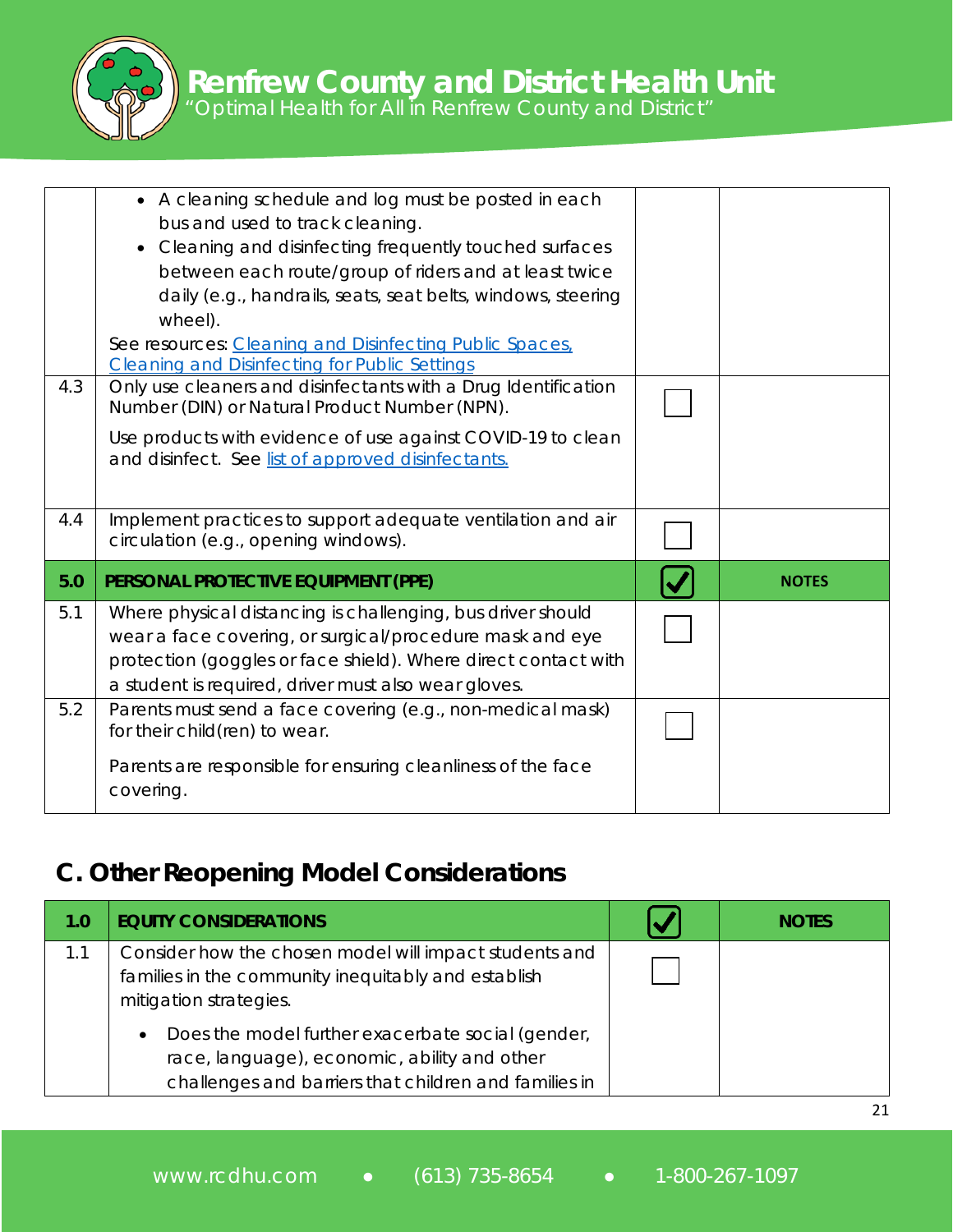|  |  |  |  |
|---|---|---|---|
|  | • A cleaning schedule and log must be posted in each bus and used to track cleaning.<br>• Cleaning and disinfecting frequently touched surfaces between each route/group of riders and at least twice daily (e.g., handrails, seats, seat belts, windows, steering wheel).<br>See resources: [Cleaning and Disinfecting Public Spaces,](#) [Cleaning and Disinfecting for Public Settings](#) |  |  |
| 4.3 | Only use cleaners and disinfectants with a Drug Identification Number (DIN) or Natural Product Number (NPN).<br><br>Use products with evidence of use against COVID-19 to clean and disinfect. See [list of approved disinfectants.](#) | ☐ |  |
| 4.4 | Implement practices to support adequate ventilation and air circulation (e.g., opening windows). | ☐ |  |
| **5.0** | **PERSONAL PROTECTIVE EQUIPMENT (PPE)** | ☑ | **NOTES** |
| 5.1 | Where physical distancing is challenging, bus driver should wear a face covering, or surgical/procedure mask and eye protection (goggles or face shield). Where direct contact with a student is required, driver must also wear gloves. | ☐ |  |
| 5.2 | Parents must send a face covering (e.g., non-medical mask) for their child(ren) to wear.<br><br>Parents are responsible for ensuring cleanliness of the face covering. | ☐ |  |

## C. Other Reopening Model Considerations

| **1.0** | **EQUITY CONSIDERATIONS** | ☑ | **NOTES** |
|---|---|---|---|
| 1.1 | Consider how the chosen model will impact students and families in the community inequitably and establish mitigation strategies.<br><br>• Does the model further exacerbate social (gender, race, language), economic, ability and other challenges and barriers that children and families in | ☐ |  |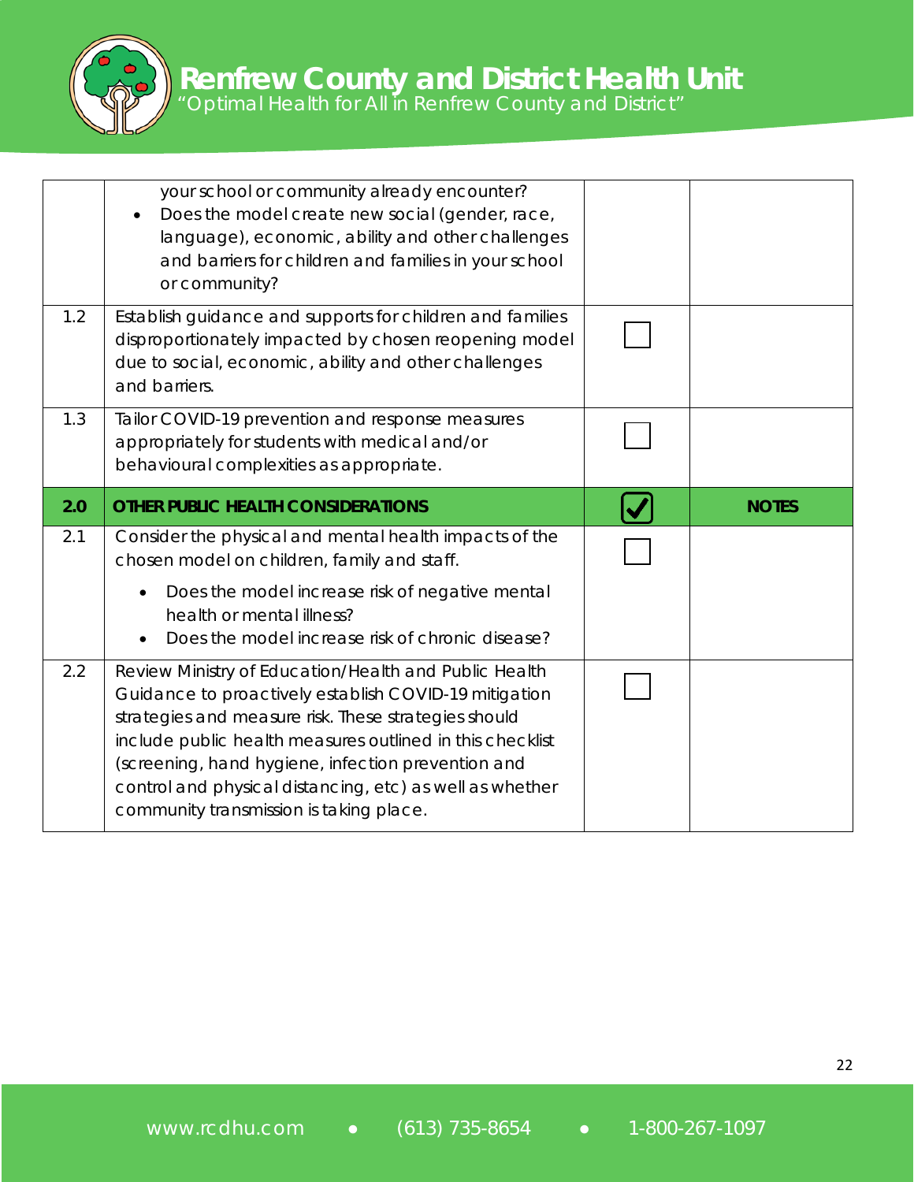| | | | |
|---|---|---|---|
| | your school or community already encounter?<br>• Does the model create new social (gender, race, language), economic, ability and other challenges and barriers for children and families in your school or community? | | |
| 1.2 | Establish guidance and supports for children and families disproportionately impacted by chosen reopening model due to social, economic, ability and other challenges and barriers. | ☐ | |
| 1.3 | Tailor COVID-19 prevention and response measures appropriately for students with medical and/or behavioural complexities as appropriate. | ☐ | |
| **2.0** | **OTHER PUBLIC HEALTH CONSIDERATIONS** | ☑ | **NOTES** |
| 2.1 | Consider the physical and mental health impacts of the chosen model on children, family and staff.<br>• Does the model increase risk of negative mental health or mental illness?<br>• Does the model increase risk of chronic disease? | ☐ | |
| 2.2 | Review Ministry of Education/Health and Public Health Guidance to proactively establish COVID-19 mitigation strategies and measure risk. These strategies should include public health measures outlined in this checklist (screening, hand hygiene, infection prevention and control and physical distancing, etc) as well as whether community transmission is taking place. | ☐ | |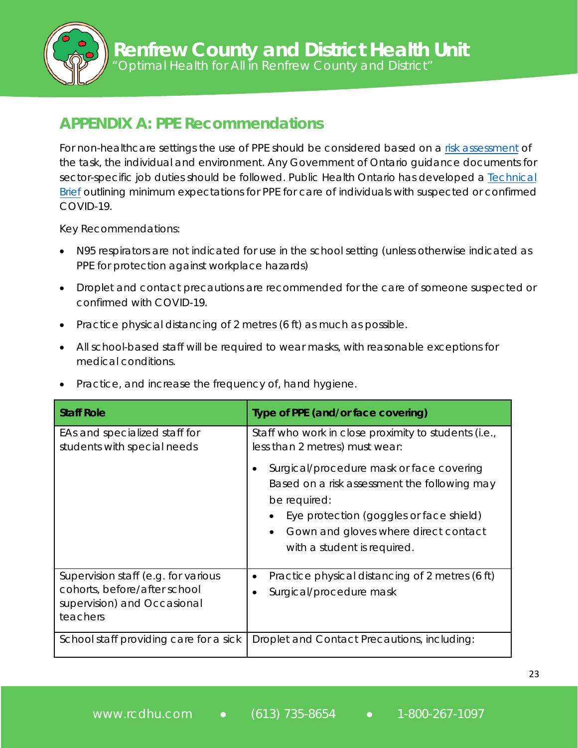## APPENDIX A: PPE Recommendations

For non-healthcare settings the use of PPE should be considered based on a risk assessment of the task, the individual and environment. Any Government of Ontario guidance documents for sector-specific job duties should be followed. Public Health Ontario has developed a Technical Brief outlining minimum expectations for PPE for care of individuals with suspected or confirmed COVID-19.

Key Recommendations:

- N95 respirators are not indicated for use in the school setting (unless otherwise indicated as PPE for protection against workplace hazards)
- Droplet and contact precautions are recommended for the care of someone suspected or confirmed with COVID-19.
- Practice physical distancing of 2 metres (6 ft) as much as possible.
- All school-based staff will be required to wear masks, with reasonable exceptions for medical conditions.
- Practice, and increase the frequency of, hand hygiene.

| Staff Role | Type of PPE (and/or face covering) |
|---|---|
| EAs and specialized staff for students with special needs | Staff who work in close proximity to students (i.e., less than 2 metres) must wear:<br>• Surgical/procedure mask or face covering Based on a risk assessment the following may be required:<br>  • Eye protection (goggles or face shield)<br>  • Gown and gloves where direct contact with a student is required. |
| Supervision staff (e.g. for various cohorts, before/after school supervision) and Occasional teachers | • Practice physical distancing of 2 metres (6 ft)<br>• Surgical/procedure mask |
| School staff providing care for a sick | Droplet and Contact Precautions, including: |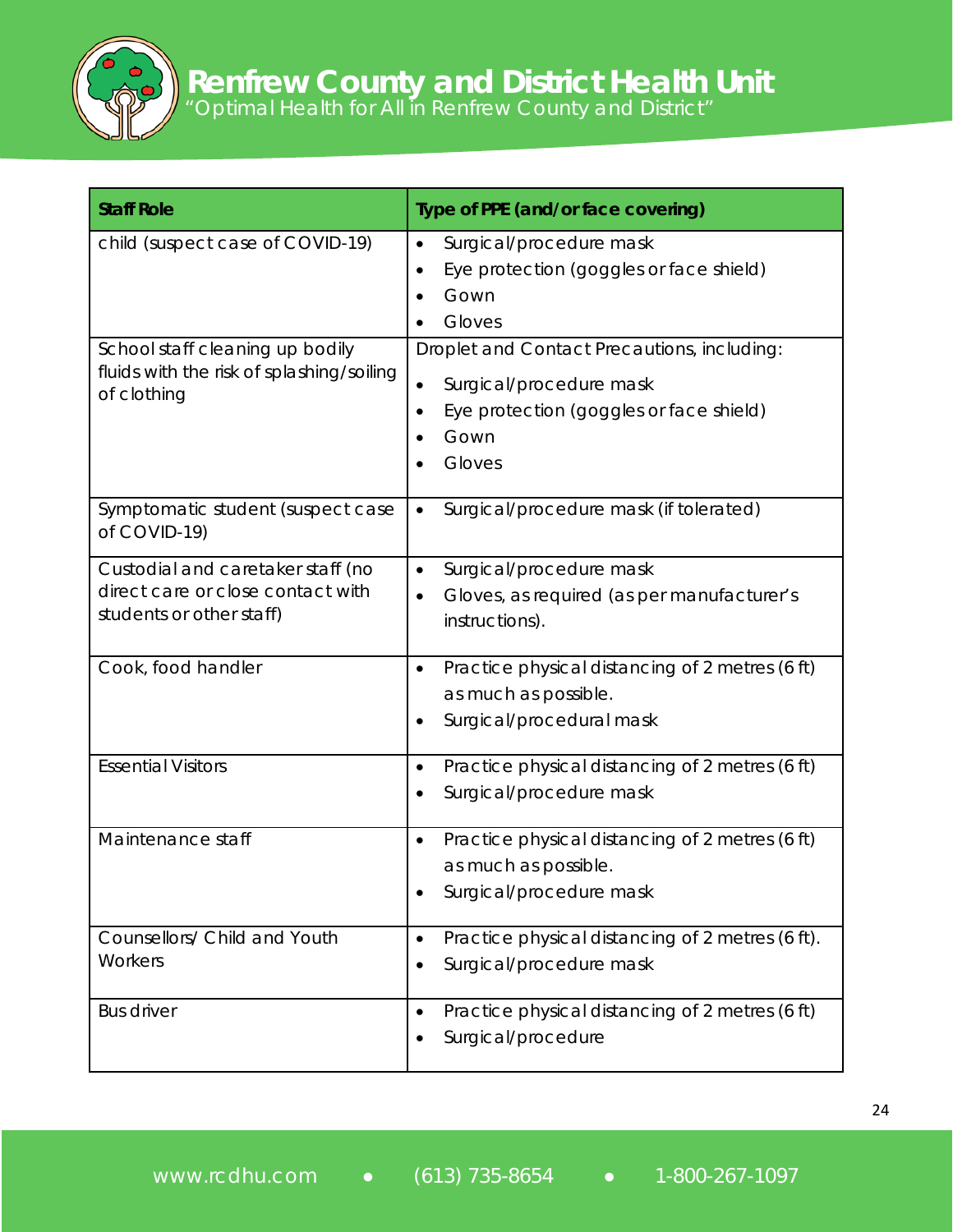| Staff Role | Type of PPE (and/or face covering) |
|---|---|
| child (suspect case of COVID-19) | • Surgical/procedure mask<br>• Eye protection (goggles or face shield)<br>• Gown<br>• Gloves |
| School staff cleaning up bodily fluids with the risk of splashing/soiling of clothing | Droplet and Contact Precautions, including:<br>• Surgical/procedure mask<br>• Eye protection (goggles or face shield)<br>• Gown<br>• Gloves |
| Symptomatic student (suspect case of COVID-19) | • Surgical/procedure mask (if tolerated) |
| Custodial and caretaker staff (no direct care or close contact with students or other staff) | • Surgical/procedure mask<br>• Gloves, as required (as per manufacturer's instructions). |
| Cook, food handler | • Practice physical distancing of 2 metres (6 ft) as much as possible.<br>• Surgical/procedural mask |
| Essential Visitors | • Practice physical distancing of 2 metres (6 ft)<br>• Surgical/procedure mask |
| Maintenance staff | • Practice physical distancing of 2 metres (6 ft) as much as possible.<br>• Surgical/procedure mask |
| Counsellors/ Child and Youth Workers | • Practice physical distancing of 2 metres (6 ft).<br>• Surgical/procedure mask |
| Bus driver | • Practice physical distancing of 2 metres (6 ft)<br>• Surgical/procedure |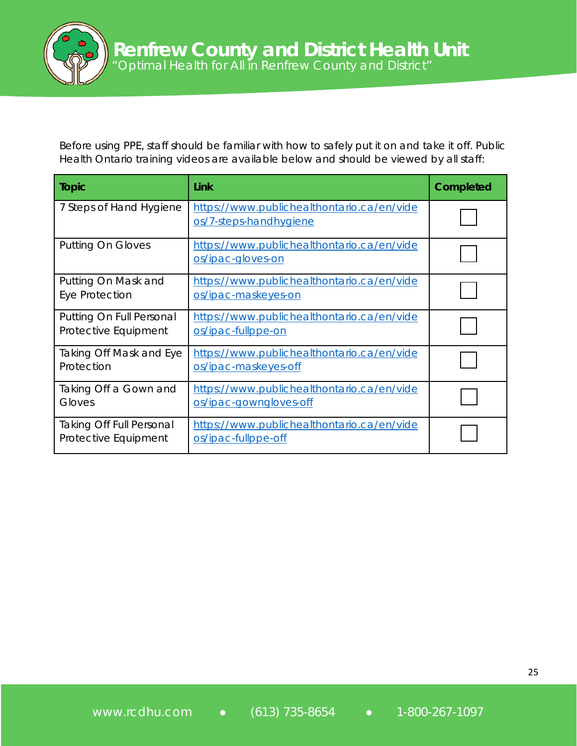Before using PPE, staff should be familiar with how to safely put it on and take it off. Public Health Ontario training videos are available below and should be viewed by all staff:

| Topic | Link | Completed |
| --- | --- | --- |
| 7 Steps of Hand Hygiene | https://www.publichealthontario.ca/en/videos/7-steps-handhygiene | ☐ |
| Putting On Gloves | https://www.publichealthontario.ca/en/videos/ipac-gloves-on | ☐ |
| Putting On Mask and Eye Protection | https://www.publichealthontario.ca/en/videos/ipac-maskeyes-on | ☐ |
| Putting On Full Personal Protective Equipment | https://www.publichealthontario.ca/en/videos/ipac-fullppe-on | ☐ |
| Taking Off Mask and Eye Protection | https://www.publichealthontario.ca/en/videos/ipac-maskeyes-off | ☐ |
| Taking Off a Gown and Gloves | https://www.publichealthontario.ca/en/videos/ipac-gowngloves-off | ☐ |
| Taking Off Full Personal Protective Equipment | https://www.publichealthontario.ca/en/videos/ipac-fullppe-off | ☐ |